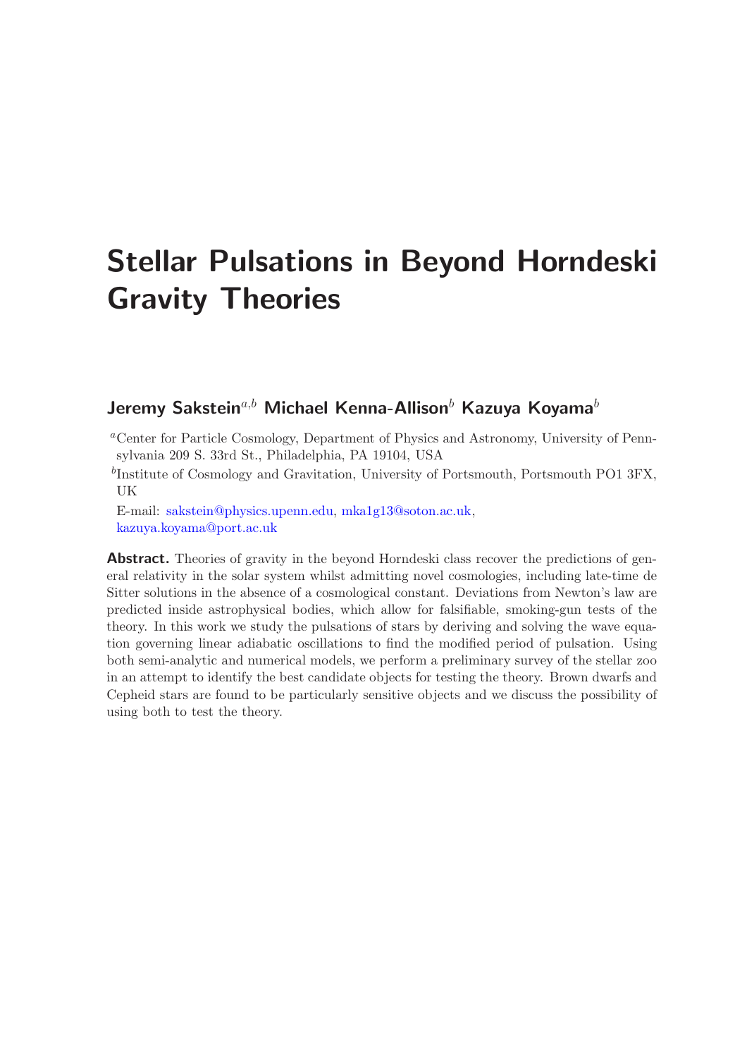# Stellar Pulsations in Beyond Horndeski Gravity Theories

**Jeremy Sakstein[a,b] Michael Kenna-Allison[b] Kazuya Koyama[b]**

[a]Center for Particle Cosmology, Department of Physics and Astronomy, University of Pennsylvania 209 S. 33rd St., Philadelphia, PA 19104, USA

[b]Institute of Cosmology and Gravitation, University of Portsmouth, Portsmouth PO1 3FX, UK

E-mail: sakstein@physics.upenn.edu, mka1g13@soton.ac.uk, kazuya.koyama@port.ac.uk

**Abstract.** Theories of gravity in the beyond Horndeski class recover the predictions of general relativity in the solar system whilst admitting novel cosmologies, including late-time de Sitter solutions in the absence of a cosmological constant. Deviations from Newton's law are predicted inside astrophysical bodies, which allow for falsifiable, smoking-gun tests of the theory. In this work we study the pulsations of stars by deriving and solving the wave equation governing linear adiabatic oscillations to find the modified period of pulsation. Using both semi-analytic and numerical models, we perform a preliminary survey of the stellar zoo in an attempt to identify the best candidate objects for testing the theory. Brown dwarfs and Cepheid stars are found to be particularly sensitive objects and we discuss the possibility of using both to test the theory.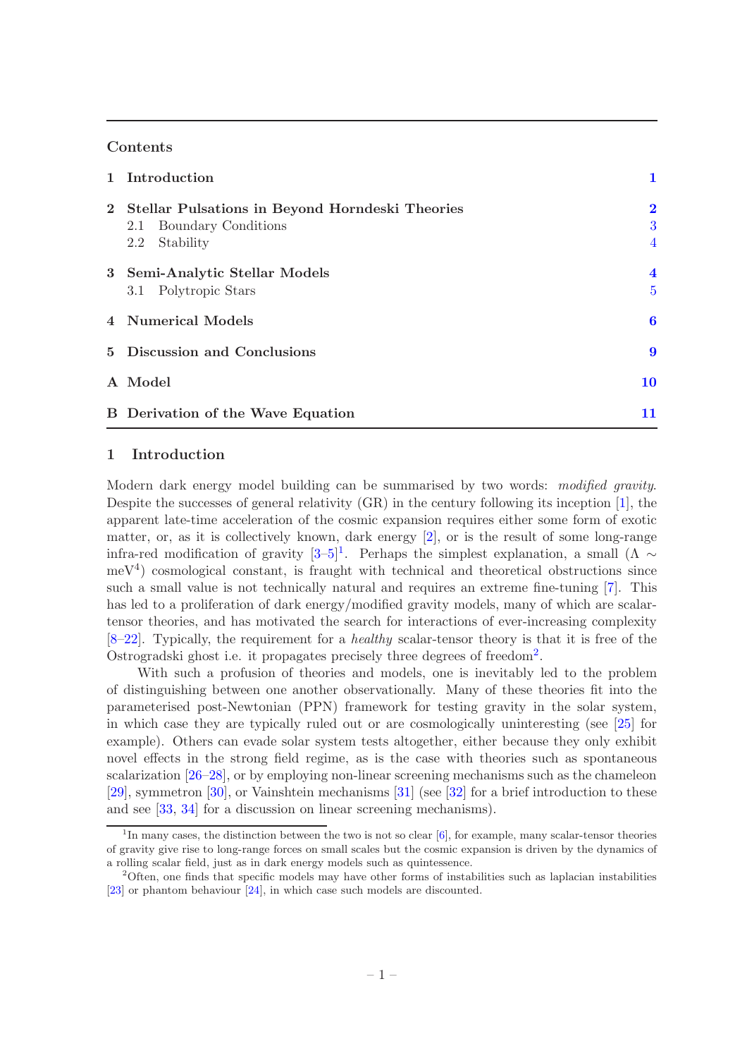## Contents

| | | |
|---|---|---|
| **1** | **Introduction** | **1** |
| **2** | **Stellar Pulsations in Beyond Horndeski Theories** | **2** |
| | 2.1 Boundary Conditions | 3 |
| | 2.2 Stability | 4 |
| **3** | **Semi-Analytic Stellar Models** | **4** |
| | 3.1 Polytropic Stars | 5 |
| **4** | **Numerical Models** | **6** |
| **5** | **Discussion and Conclusions** | **9** |
| **A** | **Model** | **10** |
| **B** | **Derivation of the Wave Equation** | **11** |

## 1 Introduction

Modern dark energy model building can be summarised by two words: *modified gravity*. Despite the successes of general relativity (GR) in the century following its inception [1], the apparent late-time acceleration of the cosmic expansion requires either some form of exotic matter, or, as it is collectively known, dark energy [2], or is the result of some long-range infra-red modification of gravity [3–5][1]. Perhaps the simplest explanation, a small ($\Lambda \sim$ meV$^4$) cosmological constant, is fraught with technical and theoretical obstructions since such a small value is not technically natural and requires an extreme fine-tuning [7]. This has led to a proliferation of dark energy/modified gravity models, many of which are scalar-tensor theories, and has motivated the search for interactions of ever-increasing complexity [8–22]. Typically, the requirement for a *healthy* scalar-tensor theory is that it is free of the Ostrogradski ghost i.e. it propagates precisely three degrees of freedom[2].

With such a profusion of theories and models, one is inevitably led to the problem of distinguishing between one another observationally. Many of these theories fit into the parameterised post-Newtonian (PPN) framework for testing gravity in the solar system, in which case they are typically ruled out or are cosmologically uninteresting (see [25] for example). Others can evade solar system tests altogether, either because they only exhibit novel effects in the strong field regime, as is the case with theories such as spontaneous scalarization [26–28], or by employing non-linear screening mechanisms such as the chameleon [29], symmetron [30], or Vainshtein mechanisms [31] (see [32] for a brief introduction to these and see [33, 34] for a discussion on linear screening mechanisms).

[1] In many cases, the distinction between the two is not so clear [6], for example, many scalar-tensor theories of gravity give rise to long-range forces on small scales but the cosmic expansion is driven by the dynamics of a rolling scalar field, just as in dark energy models such as quintessence.

[2] Often, one finds that specific models may have other forms of instabilities such as laplacian instabilities [23] or phantom behaviour [24], in which case such models are discounted.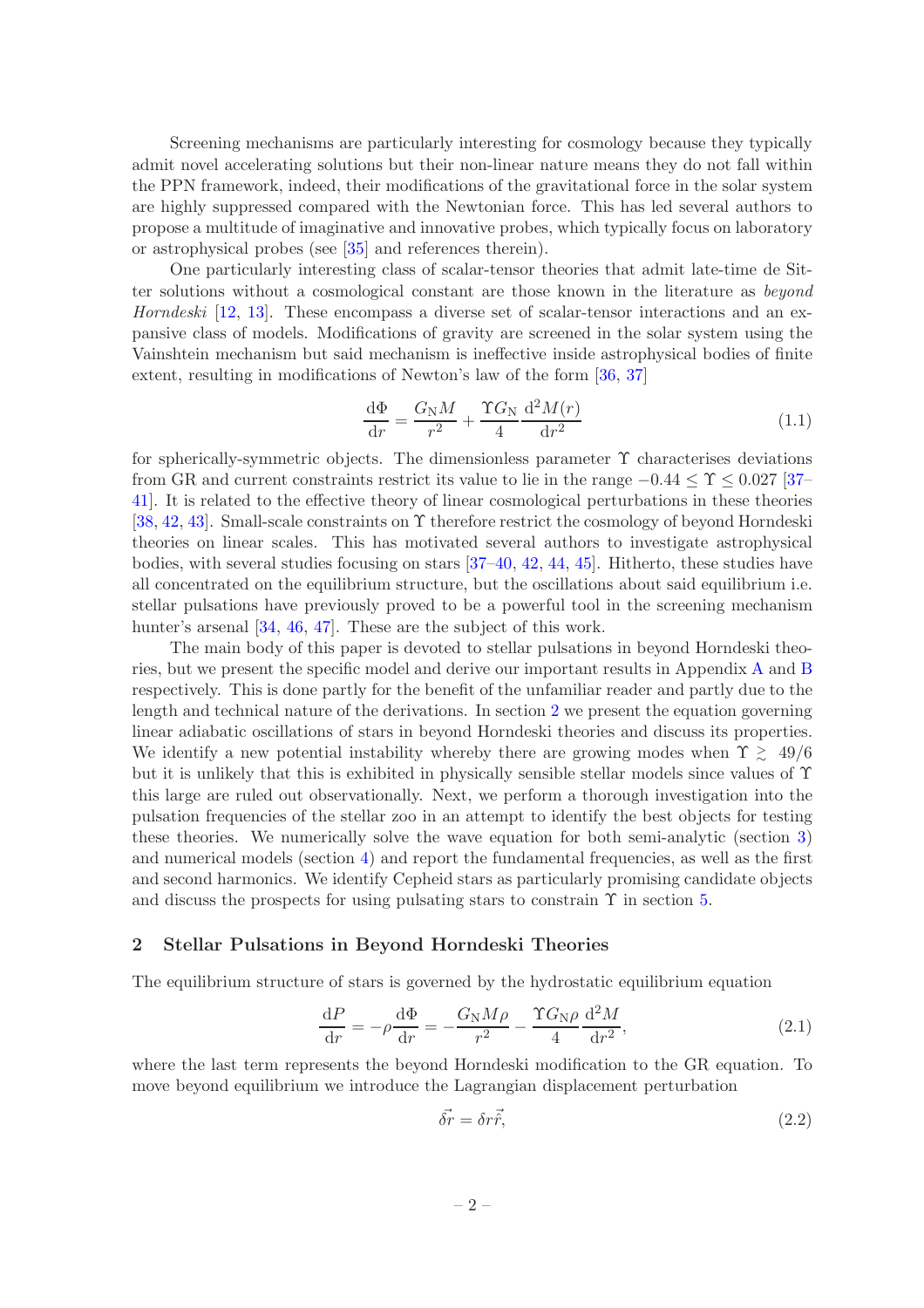Screening mechanisms are particularly interesting for cosmology because they typically admit novel accelerating solutions but their non-linear nature means they do not fall within the PPN framework, indeed, their modifications of the gravitational force in the solar system are highly suppressed compared with the Newtonian force. This has led several authors to propose a multitude of imaginative and innovative probes, which typically focus on laboratory or astrophysical probes (see [35] and references therein).

One particularly interesting class of scalar-tensor theories that admit late-time de Sitter solutions without a cosmological constant are those known in the literature as *beyond Horndeski* [12, 13]. These encompass a diverse set of scalar-tensor interactions and an expansive class of models. Modifications of gravity are screened in the solar system using the Vainshtein mechanism but said mechanism is ineffective inside astrophysical bodies of finite extent, resulting in modifications of Newton's law of the form [36, 37]

$$\frac{\mathrm{d}\Phi}{\mathrm{d}r} = \frac{G_{\mathrm{N}}M}{r^2} + \frac{\Upsilon G_{\mathrm{N}}}{4}\frac{\mathrm{d}^2M(r)}{\mathrm{d}r^2} \tag{1.1}$$

for spherically-symmetric objects. The dimensionless parameter $\Upsilon$ characterises deviations from GR and current constraints restrict its value to lie in the range $-0.44 \leq \Upsilon \leq 0.027$ [37–41]. It is related to the effective theory of linear cosmological perturbations in these theories [38, 42, 43]. Small-scale constraints on $\Upsilon$ therefore restrict the cosmology of beyond Horndeski theories on linear scales. This has motivated several authors to investigate astrophysical bodies, with several studies focusing on stars [37–40, 42, 44, 45]. Hitherto, these studies have all concentrated on the equilibrium structure, but the oscillations about said equilibrium i.e. stellar pulsations have previously proved to be a powerful tool in the screening mechanism hunter's arsenal [34, 46, 47]. These are the subject of this work.

The main body of this paper is devoted to stellar pulsations in beyond Horndeski theories, but we present the specific model and derive our important results in Appendix A and B respectively. This is done partly for the benefit of the unfamiliar reader and partly due to the length and technical nature of the derivations. In section 2 we present the equation governing linear adiabatic oscillations of stars in beyond Horndeski theories and discuss its properties. We identify a new potential instability whereby there are growing modes when $\Upsilon \gtrsim 49/6$ but it is unlikely that this is exhibited in physically sensible stellar models since values of $\Upsilon$ this large are ruled out observationally. Next, we perform a thorough investigation into the pulsation frequencies of the stellar zoo in an attempt to identify the best objects for testing these theories. We numerically solve the wave equation for both semi-analytic (section 3) and numerical models (section 4) and report the fundamental frequencies, as well as the first and second harmonics. We identify Cepheid stars as particularly promising candidate objects and discuss the prospects for using pulsating stars to constrain $\Upsilon$ in section 5.

## 2 Stellar Pulsations in Beyond Horndeski Theories

The equilibrium structure of stars is governed by the hydrostatic equilibrium equation

$$\frac{\mathrm{d}P}{\mathrm{d}r} = -\rho\frac{\mathrm{d}\Phi}{\mathrm{d}r} = -\frac{G_{\mathrm{N}}M\rho}{r^2} - \frac{\Upsilon G_{\mathrm{N}}\rho}{4}\frac{\mathrm{d}^2M}{\mathrm{d}r^2}, \tag{2.1}$$

where the last term represents the beyond Horndeski modification to the GR equation. To move beyond equilibrium we introduce the Lagrangian displacement perturbation

$$\vec{\delta r} = \delta r\vec{\hat{r}}, \tag{2.2}$$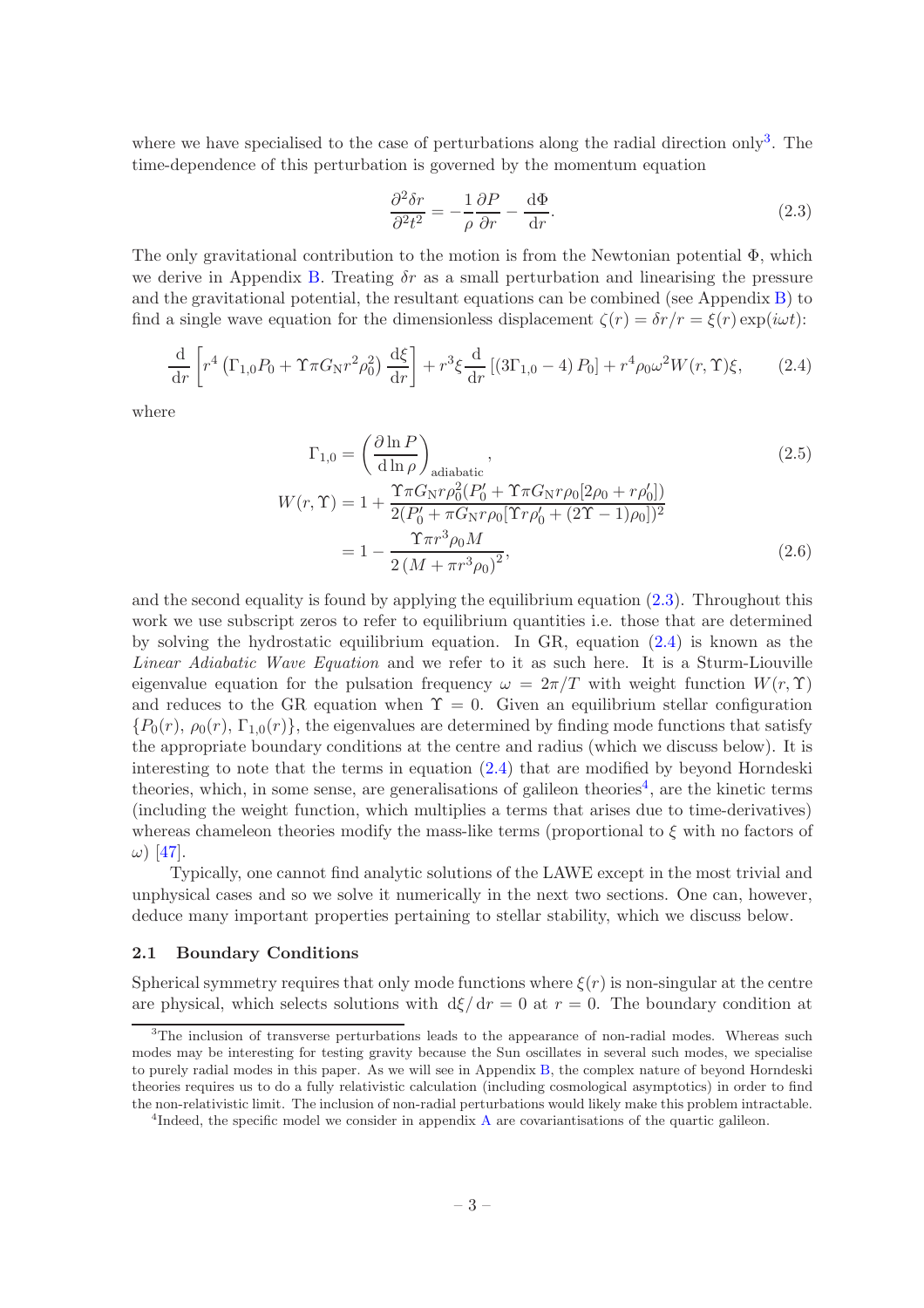where we have specialised to the case of perturbations along the radial direction only[3]. The time-dependence of this perturbation is governed by the momentum equation

$$\frac{\partial^2 \delta r}{\partial^2 t^2} = -\frac{1}{\rho}\frac{\partial P}{\partial r} - \frac{\mathrm{d}\Phi}{\mathrm{d}r}. \tag{2.3}$$

The only gravitational contribution to the motion is from the Newtonian potential $\Phi$, which we derive in Appendix B. Treating $\delta r$ as a small perturbation and linearising the pressure and the gravitational potential, the resultant equations can be combined (see Appendix B) to find a single wave equation for the dimensionless displacement $\zeta(r) = \delta r/r = \xi(r)\exp(i\omega t)$:

$$\frac{\mathrm{d}}{\mathrm{d}r}\left[r^4\left(\Gamma_{1,0}P_0 + \Upsilon\pi G_{\mathrm{N}}r^2\rho_0^2\right)\frac{\mathrm{d}\xi}{\mathrm{d}r}\right] + r^3\xi\frac{\mathrm{d}}{\mathrm{d}r}\left[\left(3\Gamma_{1,0}-4\right)P_0\right] + r^4\rho_0\omega^2 W(r,\Upsilon)\xi, \tag{2.4}$$

where

$$\Gamma_{1,0} = \left(\frac{\partial \ln P}{\mathrm{d}\ln\rho}\right)_{\mathrm{adiabatic}}, \tag{2.5}$$

$$\begin{aligned} W(r,\Upsilon) &= 1 + \frac{\Upsilon\pi G_{\mathrm{N}} r\rho_0^2(P_0' + \Upsilon\pi G_{\mathrm{N}} r\rho_0[2\rho_0 + r\rho_0'])}{2(P_0' + \pi G_{\mathrm{N}} r\rho_0[\Upsilon r\rho_0' + (2\Upsilon - 1)\rho_0])^2} \\ &= 1 - \frac{\Upsilon\pi r^3\rho_0 M}{2\left(M + \pi r^3\rho_0\right)^2}, \end{aligned} \tag{2.6}$$

and the second equality is found by applying the equilibrium equation (2.3). Throughout this work we use subscript zeros to refer to equilibrium quantities i.e. those that are determined by solving the hydrostatic equilibrium equation. In GR, equation (2.4) is known as the *Linear Adiabatic Wave Equation* and we refer to it as such here. It is a Sturm-Liouville eigenvalue equation for the pulsation frequency $\omega = 2\pi/T$ with weight function $W(r,\Upsilon)$ and reduces to the GR equation when $\Upsilon = 0$. Given an equilibrium stellar configuration $\{P_0(r),\,\rho_0(r),\,\Gamma_{1,0}(r)\}$, the eigenvalues are determined by finding mode functions that satisfy the appropriate boundary conditions at the centre and radius (which we discuss below). It is interesting to note that the terms in equation (2.4) that are modified by beyond Horndeski theories, which, in some sense, are generalisations of galileon theories[4], are the kinetic terms (including the weight function, which multiplies a terms that arises due to time-derivatives) whereas chameleon theories modify the mass-like terms (proportional to $\xi$ with no factors of $\omega$) [47].

Typically, one cannot find analytic solutions of the LAWE except in the most trivial and unphysical cases and so we solve it numerically in the next two sections. One can, however, deduce many important properties pertaining to stellar stability, which we discuss below.

### 2.1 Boundary Conditions

Spherical symmetry requires that only mode functions where $\xi(r)$ is non-singular at the centre are physical, which selects solutions with $\mathrm{d}\xi/\mathrm{d}r = 0$ at $r = 0$. The boundary condition at

[3] The inclusion of transverse perturbations leads to the appearance of non-radial modes. Whereas such modes may be interesting for testing gravity because the Sun oscillates in several such modes, we specialise to purely radial modes in this paper. As we will see in Appendix B, the complex nature of beyond Horndeski theories requires us to do a fully relativistic calculation (including cosmological asymptotics) in order to find the non-relativistic limit. The inclusion of non-radial perturbations would likely make this problem intractable.

[4] Indeed, the specific model we consider in appendix A are covariantisations of the quartic galileon.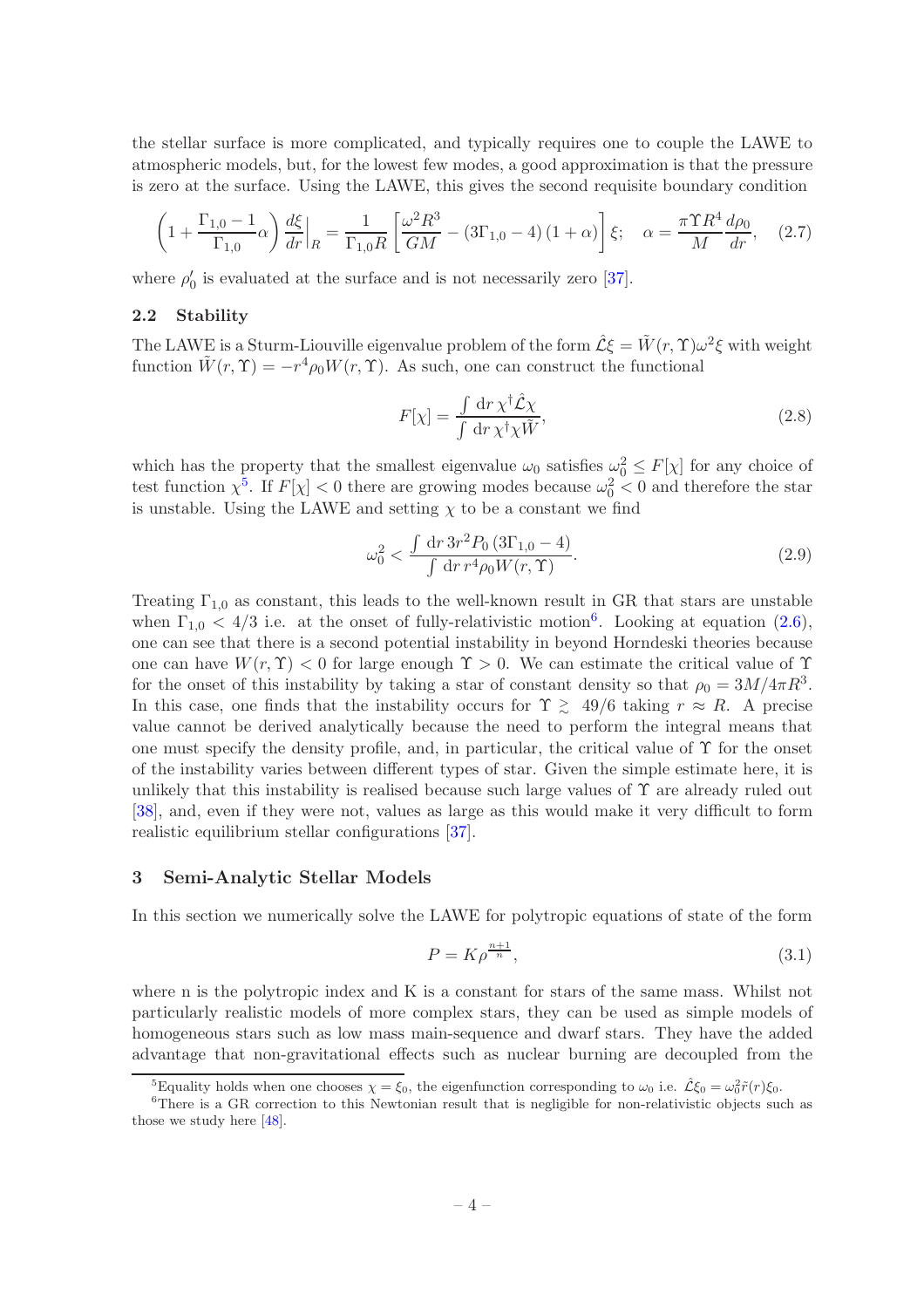the stellar surface is more complicated, and typically requires one to couple the LAWE to atmospheric models, but, for the lowest few modes, a good approximation is that the pressure is zero at the surface. Using the LAWE, this gives the second requisite boundary condition

$$\left(1+\frac{\Gamma_{1,0}-1}{\Gamma_{1,0}}\alpha\right)\frac{d\xi}{dr}\Big|_R = \frac{1}{\Gamma_{1,0}R}\left[\frac{\omega^2 R^3}{GM} - \left(3\Gamma_{1,0}-4\right)(1+\alpha)\right]\xi; \quad \alpha = \frac{\pi\Upsilon R^4}{M}\frac{d\rho_0}{dr}, \quad (2.7)$$

where $\rho_0'$ is evaluated at the surface and is not necessarily zero [37].

### 2.2 Stability

The LAWE is a Sturm-Liouville eigenvalue problem of the form $\hat{\mathcal{L}}\xi = \tilde{W}(r,\Upsilon)\omega^2\xi$ with weight function $\tilde{W}(r,\Upsilon) = -r^4\rho_0 W(r,\Upsilon)$. As such, one can construct the functional

$$F[\chi] = \frac{\int \mathrm{d}r\, \chi^\dagger \hat{\mathcal{L}}\chi}{\int \mathrm{d}r\, \chi^\dagger \chi \tilde{W}}, \quad (2.8)$$

which has the property that the smallest eigenvalue $\omega_0$ satisfies $\omega_0^2 \le F[\chi]$ for any choice of test function $\chi$[5]. If $F[\chi] < 0$ there are growing modes because $\omega_0^2 < 0$ and therefore the star is unstable. Using the LAWE and setting $\chi$ to be a constant we find

$$\omega_0^2 < \frac{\int \mathrm{d}r\, 3r^2 P_0\left(3\Gamma_{1,0}-4\right)}{\int \mathrm{d}r\, r^4\rho_0 W(r,\Upsilon)}. \quad (2.9)$$

Treating $\Gamma_{1,0}$ as constant, this leads to the well-known result in GR that stars are unstable when $\Gamma_{1,0} < 4/3$ i.e. at the onset of fully-relativistic motion[6]. Looking at equation (2.6), one can see that there is a second potential instability in beyond Horndeski theories because one can have $W(r,\Upsilon) < 0$ for large enough $\Upsilon > 0$. We can estimate the critical value of $\Upsilon$ for the onset of this instability by taking a star of constant density so that $\rho_0 = 3M/4\pi R^3$. In this case, one finds that the instability occurs for $\Upsilon \gtrsim 49/6$ taking $r \approx R$. A precise value cannot be derived analytically because the need to perform the integral means that one must specify the density profile, and, in particular, the critical value of $\Upsilon$ for the onset of the instability varies between different types of star. Given the simple estimate here, it is unlikely that this instability is realised because such large values of $\Upsilon$ are already ruled out [38], and, even if they were not, values as large as this would make it very difficult to form realistic equilibrium stellar configurations [37].

## 3 Semi-Analytic Stellar Models

In this section we numerically solve the LAWE for polytropic equations of state of the form

$$P = K\rho^{\frac{n+1}{n}}, \quad (3.1)$$

where n is the polytropic index and K is a constant for stars of the same mass. Whilst not particularly realistic models of more complex stars, they can be used as simple models of homogeneous stars such as low mass main-sequence and dwarf stars. They have the added advantage that non-gravitational effects such as nuclear burning are decoupled from the

---

[5] Equality holds when one chooses $\chi = \xi_0$, the eigenfunction corresponding to $\omega_0$ i.e. $\hat{\mathcal{L}}\xi_0 = \omega_0^2\tilde{r}(r)\xi_0$.

[6] There is a GR correction to this Newtonian result that is negligible for non-relativistic objects such as those we study here [48].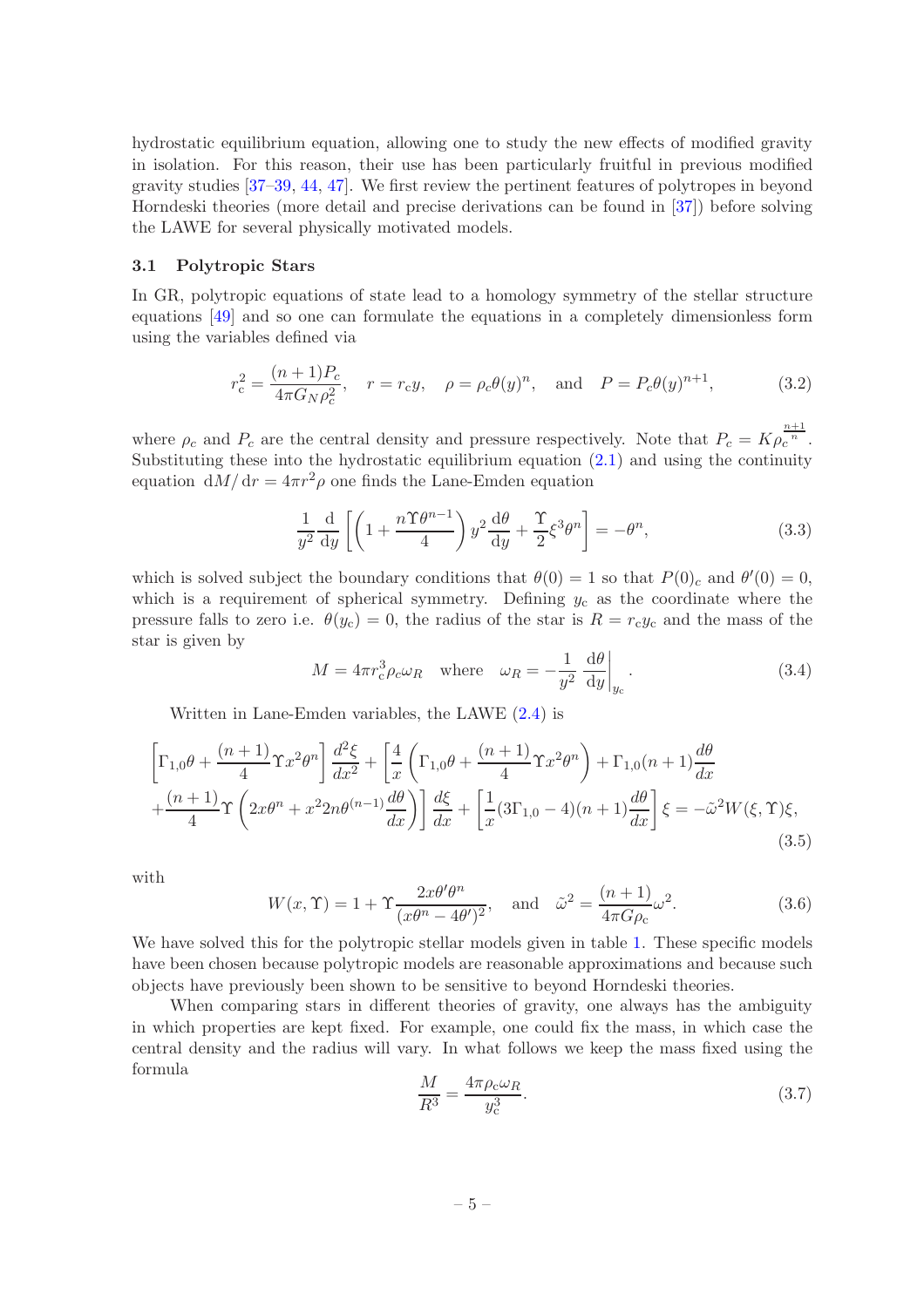hydrostatic equilibrium equation, allowing one to study the new effects of modified gravity in isolation. For this reason, their use has been particularly fruitful in previous modified gravity studies [37–39, 44, 47]. We first review the pertinent features of polytropes in beyond Horndeski theories (more detail and precise derivations can be found in [37]) before solving the LAWE for several physically motivated models.

### 3.1 Polytropic Stars

In GR, polytropic equations of state lead to a homology symmetry of the stellar structure equations [49] and so one can formulate the equations in a completely dimensionless form using the variables defined via

$$r_c^2 = \frac{(n+1)P_c}{4\pi G_N \rho_c^2}, \quad r = r_c y, \quad \rho = \rho_c \theta(y)^n, \quad \text{and} \quad P = P_c \theta(y)^{n+1}, \tag{3.2}$$

where $\rho_c$ and $P_c$ are the central density and pressure respectively. Note that $P_c = K\rho_c^{\frac{n+1}{n}}$. Substituting these into the hydrostatic equilibrium equation (2.1) and using the continuity equation $\mathrm{d}M/\mathrm{d}r = 4\pi r^2 \rho$ one finds the Lane-Emden equation

$$\frac{1}{y^2}\frac{\mathrm{d}}{\mathrm{d}y}\left[\left(1+\frac{n\Upsilon\theta^{n-1}}{4}\right)y^2\frac{\mathrm{d}\theta}{\mathrm{d}y}+\frac{\Upsilon}{2}\xi^3\theta^n\right] = -\theta^n, \tag{3.3}$$

which is solved subject the boundary conditions that $\theta(0) = 1$ so that $P(0)_c$ and $\theta'(0) = 0$, which is a requirement of spherical symmetry. Defining $y_c$ as the coordinate where the pressure falls to zero i.e. $\theta(y_c) = 0$, the radius of the star is $R = r_c y_c$ and the mass of the star is given by

$$M = 4\pi r_c^3 \rho_c \omega_R \quad \text{where} \quad \omega_R = -\frac{1}{y^2}\left.\frac{\mathrm{d}\theta}{\mathrm{d}y}\right|_{y_c}. \tag{3.4}$$

Written in Lane-Emden variables, the LAWE (2.4) is

$$\begin{aligned}\left[\Gamma_{1,0}\theta + \frac{(n+1)}{4}\Upsilon x^2\theta^n\right]\frac{d^2\xi}{dx^2} + \left[\frac{4}{x}\left(\Gamma_{1,0}\theta + \frac{(n+1)}{4}\Upsilon x^2\theta^n\right) + \Gamma_{1,0}(n+1)\frac{d\theta}{dx}\right. \\ \left. + \frac{(n+1)}{4}\Upsilon\left(2x\theta^n + x^2 2n\theta^{(n-1)}\frac{d\theta}{dx}\right)\right]\frac{d\xi}{dx} + \left[\frac{1}{x}(3\Gamma_{1,0}-4)(n+1)\frac{d\theta}{dx}\right]\xi = -\tilde{\omega}^2 W(\xi,\Upsilon)\xi,\end{aligned} \tag{3.5}$$

with

$$W(x,\Upsilon) = 1 + \Upsilon\frac{2x\theta'\theta^n}{(x\theta^n - 4\theta')^2}, \quad \text{and} \quad \tilde{\omega}^2 = \frac{(n+1)}{4\pi G\rho_c}\omega^2. \tag{3.6}$$

We have solved this for the polytropic stellar models given in table 1. These specific models have been chosen because polytropic models are reasonable approximations and because such objects have previously been shown to be sensitive to beyond Horndeski theories.

When comparing stars in different theories of gravity, one always has the ambiguity in which properties are kept fixed. For example, one could fix the mass, in which case the central density and the radius will vary. In what follows we keep the mass fixed using the formula

$$\frac{M}{R^3} = \frac{4\pi\rho_c\omega_R}{y_c^3}. \tag{3.7}$$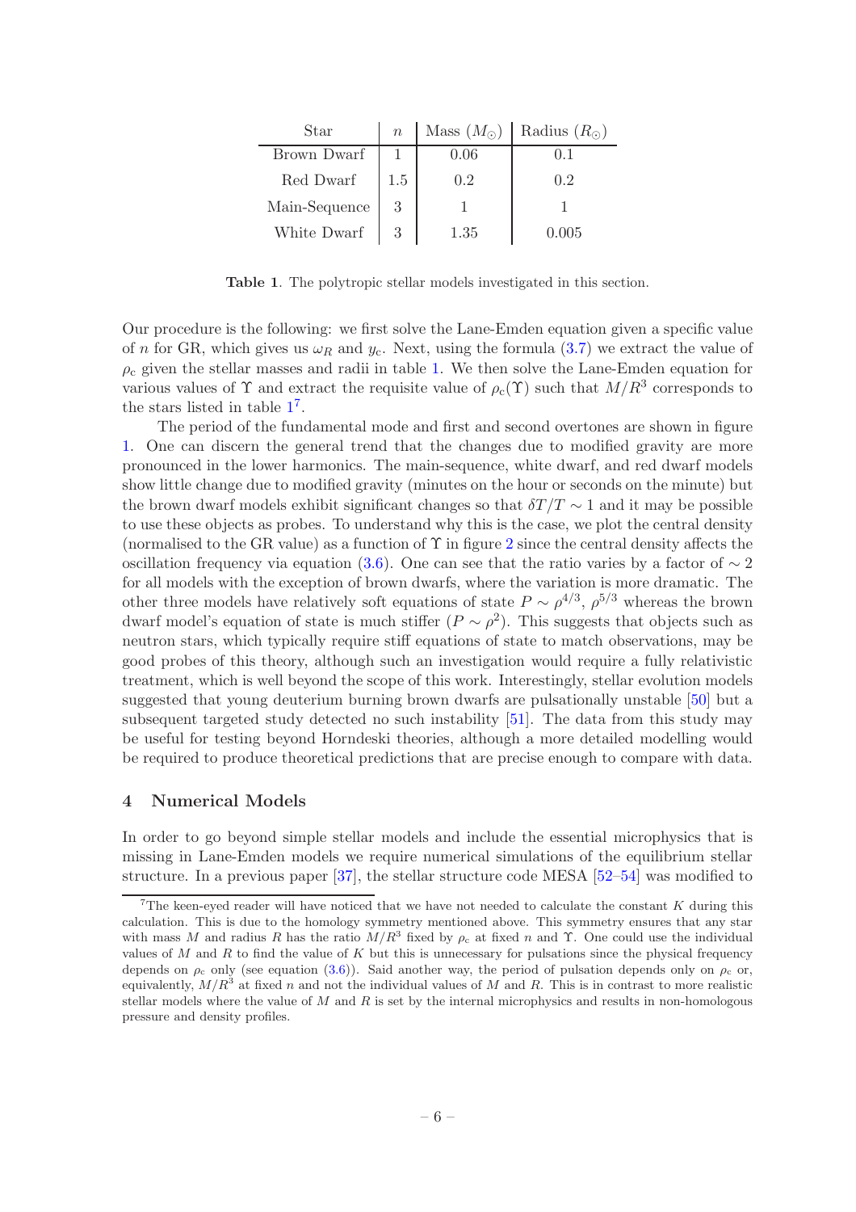| Star | $n$ | Mass ($M_\odot$) | Radius ($R_\odot$) |
|---|---|---|---|
| Brown Dwarf | 1 | 0.06 | 0.1 |
| Red Dwarf | 1.5 | 0.2 | 0.2 |
| Main-Sequence | 3 | 1 | 1 |
| White Dwarf | 3 | 1.35 | 0.005 |

**Table 1**. The polytropic stellar models investigated in this section.

Our procedure is the following: we first solve the Lane-Emden equation given a specific value of $n$ for GR, which gives us $\omega_R$ and $y_c$. Next, using the formula (3.7) we extract the value of $\rho_c$ given the stellar masses and radii in table 1. We then solve the Lane-Emden equation for various values of $\Upsilon$ and extract the requisite value of $\rho_c(\Upsilon)$ such that $M/R^3$ corresponds to the stars listed in table 1[7].

The period of the fundamental mode and first and second overtones are shown in figure 1. One can discern the general trend that the changes due to modified gravity are more pronounced in the lower harmonics. The main-sequence, white dwarf, and red dwarf models show little change due to modified gravity (minutes on the hour or seconds on the minute) but the brown dwarf models exhibit significant changes so that $\delta T/T \sim 1$ and it may be possible to use these objects as probes. To understand why this is the case, we plot the central density (normalised to the GR value) as a function of $\Upsilon$ in figure 2 since the central density affects the oscillation frequency via equation (3.6). One can see that the ratio varies by a factor of $\sim 2$ for all models with the exception of brown dwarfs, where the variation is more dramatic. The other three models have relatively soft equations of state $P \sim \rho^{4/3}$, $\rho^{5/3}$ whereas the brown dwarf model's equation of state is much stiffer ($P \sim \rho^2$). This suggests that objects such as neutron stars, which typically require stiff equations of state to match observations, may be good probes of this theory, although such an investigation would require a fully relativistic treatment, which is well beyond the scope of this work. Interestingly, stellar evolution models suggested that young deuterium burning brown dwarfs are pulsationally unstable [50] but a subsequent targeted study detected no such instability [51]. The data from this study may be useful for testing beyond Horndeski theories, although a more detailed modelling would be required to produce theoretical predictions that are precise enough to compare with data.

## 4 Numerical Models

In order to go beyond simple stellar models and include the essential microphysics that is missing in Lane-Emden models we require numerical simulations of the equilibrium stellar structure. In a previous paper [37], the stellar structure code MESA [52–54] was modified to

[7] The keen-eyed reader will have noticed that we have not needed to calculate the constant $K$ during this calculation. This is due to the homology symmetry mentioned above. This symmetry ensures that any star with mass $M$ and radius $R$ has the ratio $M/R^3$ fixed by $\rho_c$ at fixed $n$ and $\Upsilon$. One could use the individual values of $M$ and $R$ to find the value of $K$ but this is unnecessary for pulsations since the physical frequency depends on $\rho_c$ only (see equation (3.6)). Said another way, the period of pulsation depends only on $\rho_c$ or, equivalently, $M/R^3$ at fixed $n$ and not the individual values of $M$ and $R$. This is in contrast to more realistic stellar models where the value of $M$ and $R$ is set by the internal microphysics and results in non-homologous pressure and density profiles.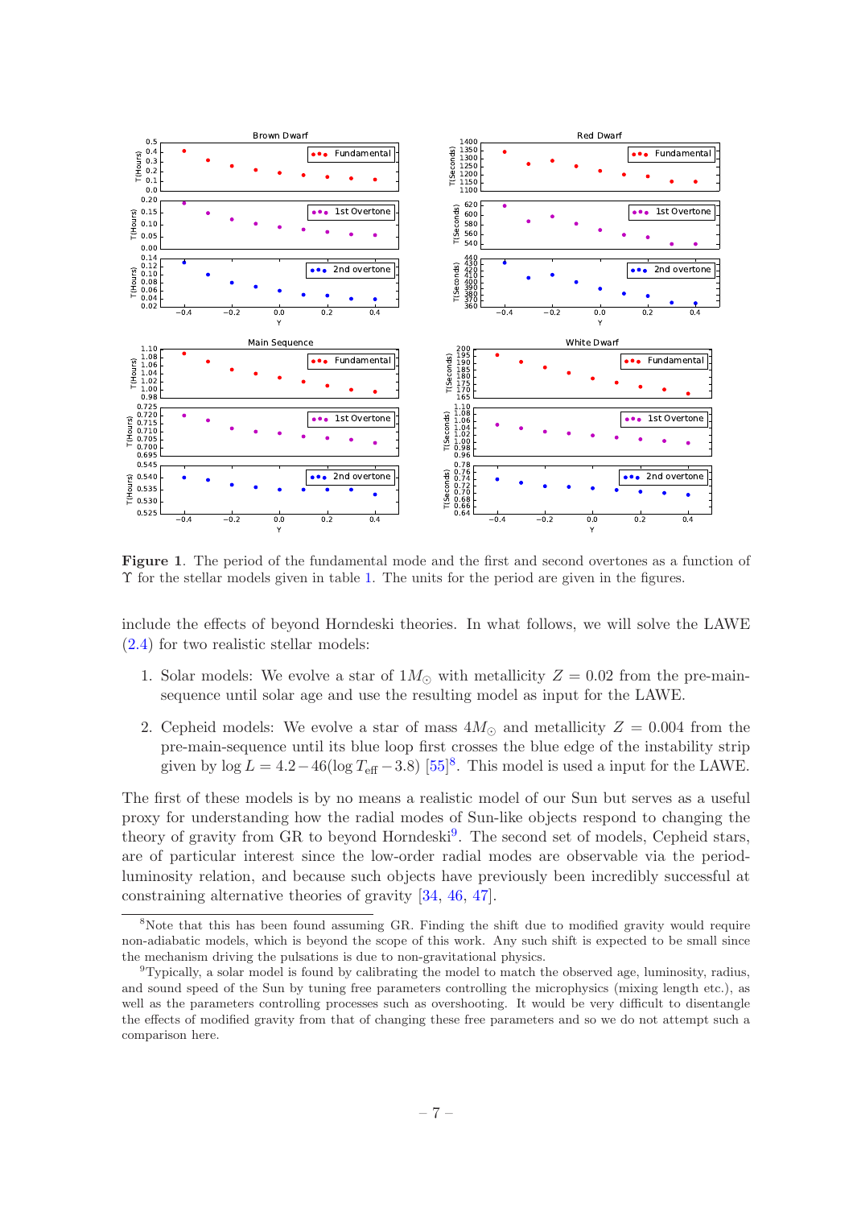**Figure 1**. The period of the fundamental mode and the first and second overtones as a function of $\Upsilon$ for the stellar models given in table 1. The units for the period are given in the figures.

include the effects of beyond Horndeski theories. In what follows, we will solve the LAWE (2.4) for two realistic stellar models:

1. Solar models: We evolve a star of $1M_\odot$ with metallicity $Z = 0.02$ from the pre-main-sequence until solar age and use the resulting model as input for the LAWE.
2. Cepheid models: We evolve a star of mass $4M_\odot$ and metallicity $Z = 0.004$ from the pre-main-sequence until its blue loop first crosses the blue edge of the instability strip given by $\log L = 4.2 - 46(\log T_{\text{eff}} - 3.8)$ [55][8]. This model is used a input for the LAWE.

The first of these models is by no means a realistic model of our Sun but serves as a useful proxy for understanding how the radial modes of Sun-like objects respond to changing the theory of gravity from GR to beyond Horndeski[9]. The second set of models, Cepheid stars, are of particular interest since the low-order radial modes are observable via the period-luminosity relation, and because such objects have previously been incredibly successful at constraining alternative theories of gravity [34, 46, 47].

[8]Note that this has been found assuming GR. Finding the shift due to modified gravity would require non-adiabatic models, which is beyond the scope of this work. Any such shift is expected to be small since the mechanism driving the pulsations is due to non-gravitational physics.

[9]Typically, a solar model is found by calibrating the model to match the observed age, luminosity, radius, and sound speed of the Sun by tuning free parameters controlling the microphysics (mixing length etc.), as well as the parameters controlling processes such as overshooting. It would be very difficult to disentangle the effects of modified gravity from that of changing these free parameters and so we do not attempt such a comparison here.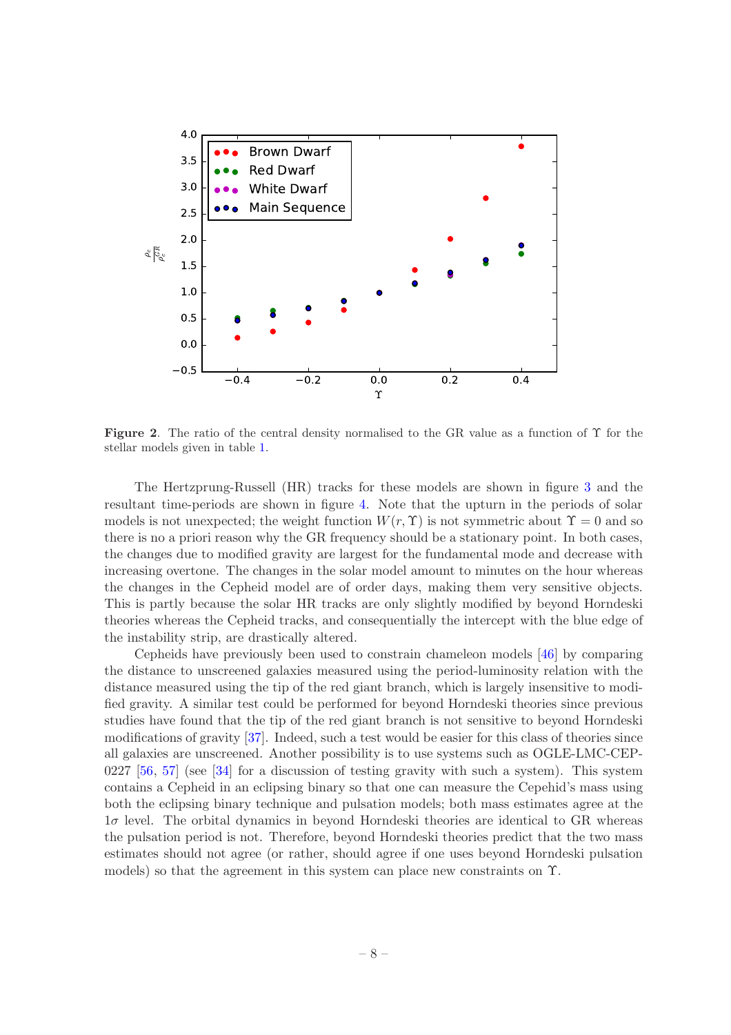**Figure 2**. The ratio of the central density normalised to the GR value as a function of $\Upsilon$ for the stellar models given in table 1.

The Hertzprung-Russell (HR) tracks for these models are shown in figure 3 and the resultant time-periods are shown in figure 4. Note that the upturn in the periods of solar models is not unexpected; the weight function $W(r, \Upsilon)$ is not symmetric about $\Upsilon = 0$ and so there is no a priori reason why the GR frequency should be a stationary point. In both cases, the changes due to modified gravity are largest for the fundamental mode and decrease with increasing overtone. The changes in the solar model amount to minutes on the hour whereas the changes in the Cepheid model are of order days, making them very sensitive objects. This is partly because the solar HR tracks are only slightly modified by beyond Horndeski theories whereas the Cepheid tracks, and consequentially the intercept with the blue edge of the instability strip, are drastically altered.

Cepheids have previously been used to constrain chameleon models [46] by comparing the distance to unscreened galaxies measured using the period-luminosity relation with the distance measured using the tip of the red giant branch, which is largely insensitive to modified gravity. A similar test could be performed for beyond Horndeski theories since previous studies have found that the tip of the red giant branch is not sensitive to beyond Horndeski modifications of gravity [37]. Indeed, such a test would be easier for this class of theories since all galaxies are unscreened. Another possibility is to use systems such as OGLE-LMC-CEP-0227 [56, 57] (see [34] for a discussion of testing gravity with such a system). This system contains a Cepheid in an eclipsing binary so that one can measure the Cepehid's mass using both the eclipsing binary technique and pulsation models; both mass estimates agree at the $1\sigma$ level. The orbital dynamics in beyond Horndeski theories are identical to GR whereas the pulsation period is not. Therefore, beyond Horndeski theories predict that the two mass estimates should not agree (or rather, should agree if one uses beyond Horndeski pulsation models) so that the agreement in this system can place new constraints on $\Upsilon$.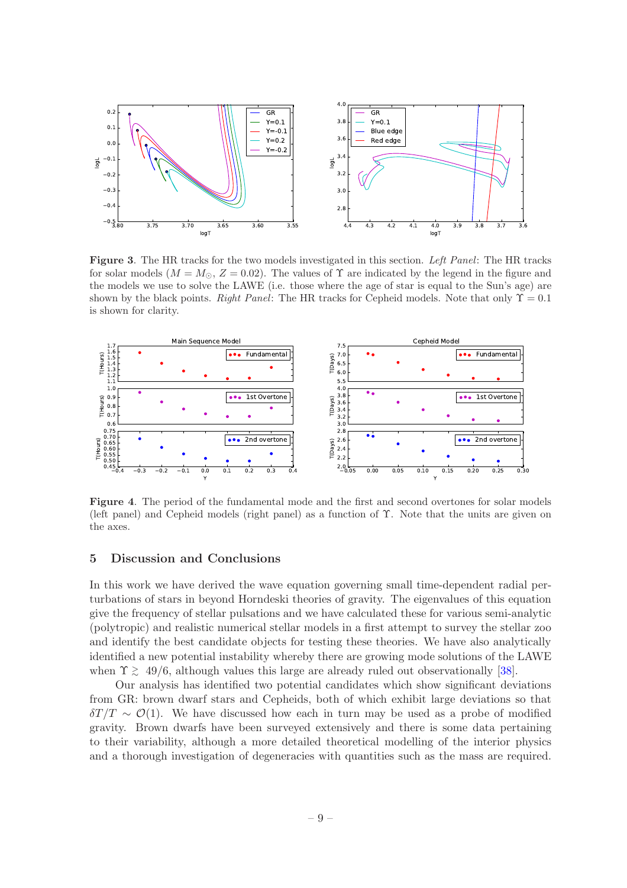**Figure 3**. The HR tracks for the two models investigated in this section. *Left Panel*: The HR tracks for solar models ($M = M_\odot$, $Z = 0.02$). The values of $\Upsilon$ are indicated by the legend in the figure and the models we use to solve the LAWE (i.e. those where the age of star is equal to the Sun's age) are shown by the black points. *Right Panel*: The HR tracks for Cepheid models. Note that only $\Upsilon = 0.1$ is shown for clarity.

**Figure 4**. The period of the fundamental mode and the first and second overtones for solar models (left panel) and Cepheid models (right panel) as a function of $\Upsilon$. Note that the units are given on the axes.

## 5 Discussion and Conclusions

In this work we have derived the wave equation governing small time-dependent radial perturbations of stars in beyond Horndeski theories of gravity. The eigenvalues of this equation give the frequency of stellar pulsations and we have calculated these for various semi-analytic (polytropic) and realistic numerical stellar models in a first attempt to survey the stellar zoo and identify the best candidate objects for testing these theories. We have also analytically identified a new potential instability whereby there are growing mode solutions of the LAWE when $\Upsilon \gtrsim 49/6$, although values this large are already ruled out observationally [38].

Our analysis has identified two potential candidates which show significant deviations from GR: brown dwarf stars and Cepheids, both of which exhibit large deviations so that $\delta T/T \sim \mathcal{O}(1)$. We have discussed how each in turn may be used as a probe of modified gravity. Brown dwarfs have been surveyed extensively and there is some data pertaining to their variability, although a more detailed theoretical modelling of the interior physics and a thorough investigation of degeneracies with quantities such as the mass are required.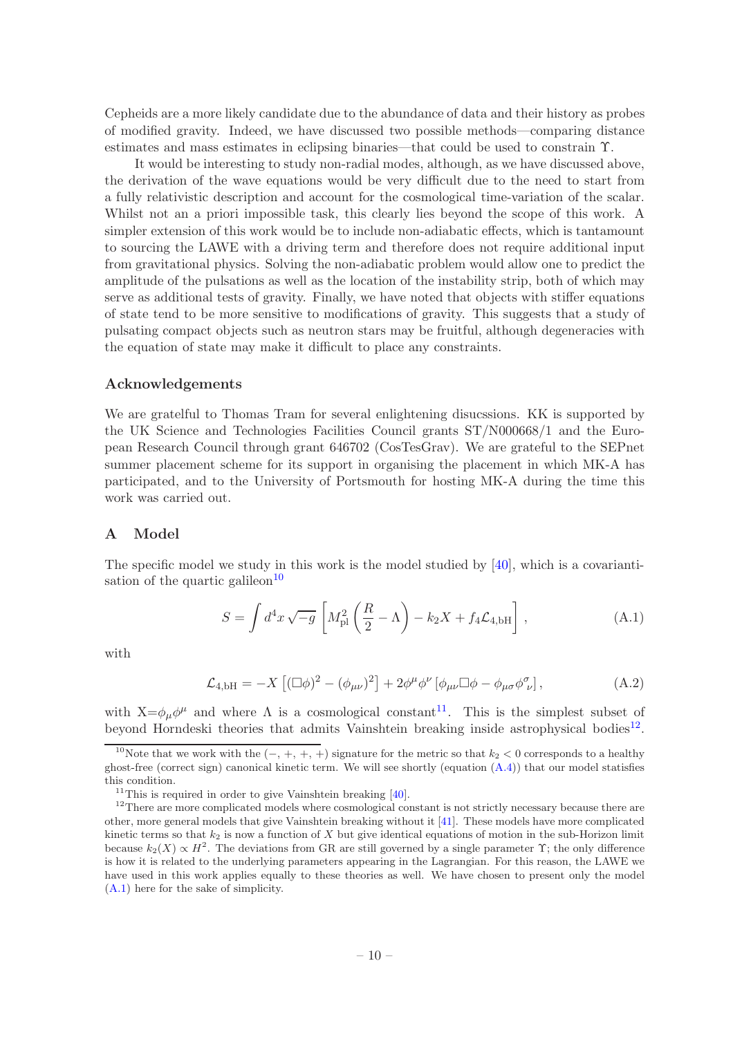Cepheids are a more likely candidate due to the abundance of data and their history as probes of modified gravity. Indeed, we have discussed two possible methods—comparing distance estimates and mass estimates in eclipsing binaries—that could be used to constrain $\Upsilon$.

It would be interesting to study non-radial modes, although, as we have discussed above, the derivation of the wave equations would be very difficult due to the need to start from a fully relativistic description and account for the cosmological time-variation of the scalar. Whilst not an a priori impossible task, this clearly lies beyond the scope of this work. A simpler extension of this work would be to include non-adiabatic effects, which is tantamount to sourcing the LAWE with a driving term and therefore does not require additional input from gravitational physics. Solving the non-adiabatic problem would allow one to predict the amplitude of the pulsations as well as the location of the instability strip, both of which may serve as additional tests of gravity. Finally, we have noted that objects with stiffer equations of state tend to be more sensitive to modifications of gravity. This suggests that a study of pulsating compact objects such as neutron stars may be fruitful, although degeneracies with the equation of state may make it difficult to place any constraints.

### Acknowledgements

We are gratelful to Thomas Tram for several enlightening disucssions. KK is supported by the UK Science and Technologies Facilities Council grants ST/N000668/1 and the European Research Council through grant 646702 (CosTesGrav). We are grateful to the SEPnet summer placement scheme for its support in organising the placement in which MK-A has participated, and to the University of Portsmouth for hosting MK-A during the time this work was carried out.

## A Model

The specific model we study in this work is the model studied by [40], which is a covariantisation of the quartic galileon[10]

$$S = \int d^4x \sqrt{-g} \left[ M_{\rm pl}^2 \left( \frac{R}{2} - \Lambda \right) - k_2 X + f_4 \mathcal{L}_{4,\rm bH} \right], \tag{A.1}$$

with

$$\mathcal{L}_{4,\rm bH} = -X \left[ (\Box\phi)^2 - (\phi_{\mu\nu})^2 \right] + 2\phi^\mu \phi^\nu \left[ \phi_{\mu\nu} \Box\phi - \phi_{\mu\sigma} \phi^\sigma{}_\nu \right], \tag{A.2}$$

with $X = \phi_\mu \phi^\mu$ and where $\Lambda$ is a cosmological constant[11]. This is the simplest subset of beyond Horndeski theories that admits Vainshtein breaking inside astrophysical bodies[12].

---

[10] Note that we work with the $(-,+,+,+)$ signature for the metric so that $k_2 < 0$ corresponds to a healthy ghost-free (correct sign) canonical kinetic term. We will see shortly (equation (A.4)) that our model statisfies this condition.

[11] This is required in order to give Vainshtein breaking [40].

[12] There are more complicated models where cosmological constant is not strictly necessary because there are other, more general models that give Vainshtein breaking without it [41]. These models have more complicated kinetic terms so that $k_2$ is now a function of $X$ but give identical equations of motion in the sub-Horizon limit because $k_2(X) \propto H^2$. The deviations from GR are still governed by a single parameter $\Upsilon$; the only difference is how it is related to the underlying parameters appearing in the Lagrangian. For this reason, the LAWE we have used in this work applies equally to these theories as well. We have chosen to present only the model (A.1) here for the sake of simplicity.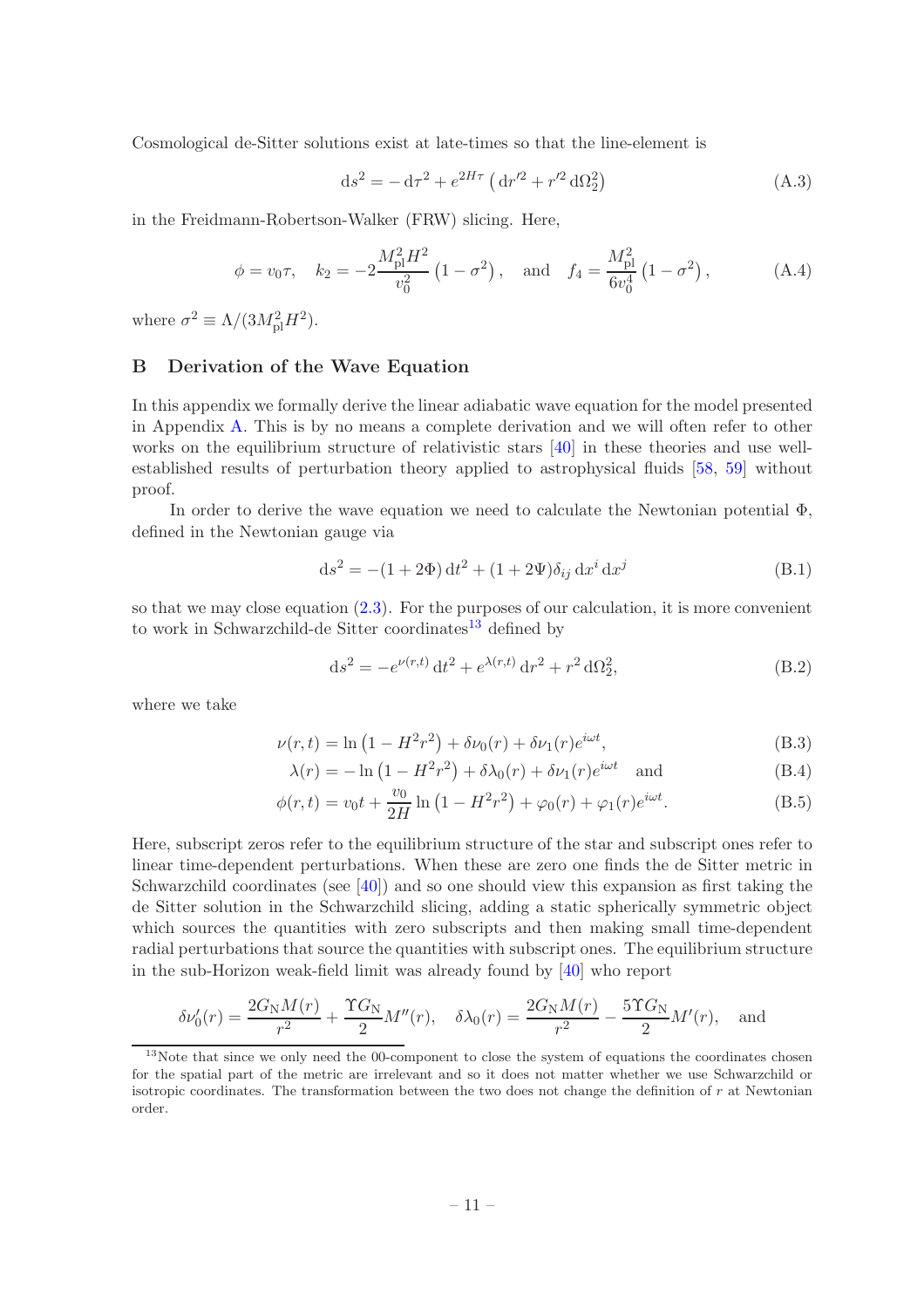Cosmological de-Sitter solutions exist at late-times so that the line-element is

$$
\mathrm{d}s^2 = -\,\mathrm{d}\tau^2 + e^{2H\tau}\left(\mathrm{d}r'^2 + r'^2\,\mathrm{d}\Omega_2^2\right) \tag{A.3}
$$

in the Freidmann-Robertson-Walker (FRW) slicing. Here,

$$
\phi = v_0\tau, \quad k_2 = -2\frac{M_{\rm pl}^2 H^2}{v_0^2}\left(1-\sigma^2\right), \quad \text{and} \quad f_4 = \frac{M_{\rm pl}^2}{6v_0^4}\left(1-\sigma^2\right), \tag{A.4}
$$

where $\sigma^2 \equiv \Lambda/(3M_{\rm pl}^2H^2)$.

## B Derivation of the Wave Equation

In this appendix we formally derive the linear adiabatic wave equation for the model presented in Appendix A. This is by no means a complete derivation and we will often refer to other works on the equilibrium structure of relativistic stars [40] in these theories and use well-established results of perturbation theory applied to astrophysical fluids [58, 59] without proof.

In order to derive the wave equation we need to calculate the Newtonian potential $\Phi$, defined in the Newtonian gauge via

$$
\mathrm{d}s^2 = -(1+2\Phi)\,\mathrm{d}t^2 + (1+2\Psi)\delta_{ij}\,\mathrm{d}x^i\,\mathrm{d}x^j \tag{B.1}
$$

so that we may close equation (2.3). For the purposes of our calculation, it is more convenient to work in Schwarzchild-de Sitter coordinates[13] defined by

$$
\mathrm{d}s^2 = -e^{\nu(r,t)}\,\mathrm{d}t^2 + e^{\lambda(r,t)}\,\mathrm{d}r^2 + r^2\,\mathrm{d}\Omega_2^2, \tag{B.2}
$$

where we take

$$
\nu(r,t) = \ln\left(1-H^2r^2\right) + \delta\nu_0(r) + \delta\nu_1(r)e^{i\omega t}, \tag{B.3}
$$

$$
\lambda(r) = -\ln\left(1-H^2r^2\right) + \delta\lambda_0(r) + \delta\nu_1(r)e^{i\omega t} \quad \text{and} \tag{B.4}
$$

$$
\phi(r,t) = v_0 t + \frac{v_0}{2H}\ln\left(1-H^2r^2\right) + \varphi_0(r) + \varphi_1(r)e^{i\omega t}. \tag{B.5}
$$

Here, subscript zeros refer to the equilibrium structure of the star and subscript ones refer to linear time-dependent perturbations. When these are zero one finds the de Sitter metric in Schwarzchild coordinates (see [40]) and so one should view this expansion as first taking the de Sitter solution in the Schwarzchild slicing, adding a static spherically symmetric object which sources the quantities with zero subscripts and then making small time-dependent radial perturbations that source the quantities with subscript ones. The equilibrium structure in the sub-Horizon weak-field limit was already found by [40] who report

$$
\delta\nu_0'(r) = \frac{2G_{\rm N}M(r)}{r^2} + \frac{\Upsilon G_{\rm N}}{2}M''(r), \quad \delta\lambda_0(r) = \frac{2G_{\rm N}M(r)}{r^2} - \frac{5\Upsilon G_{\rm N}}{2}M'(r), \quad \text{and}
$$

[13] Note that since we only need the 00-component to close the system of equations the coordinates chosen for the spatial part of the metric are irrelevant and so it does not matter whether we use Schwarzchild or isotropic coordinates. The transformation between the two does not change the definition of $r$ at Newtonian order.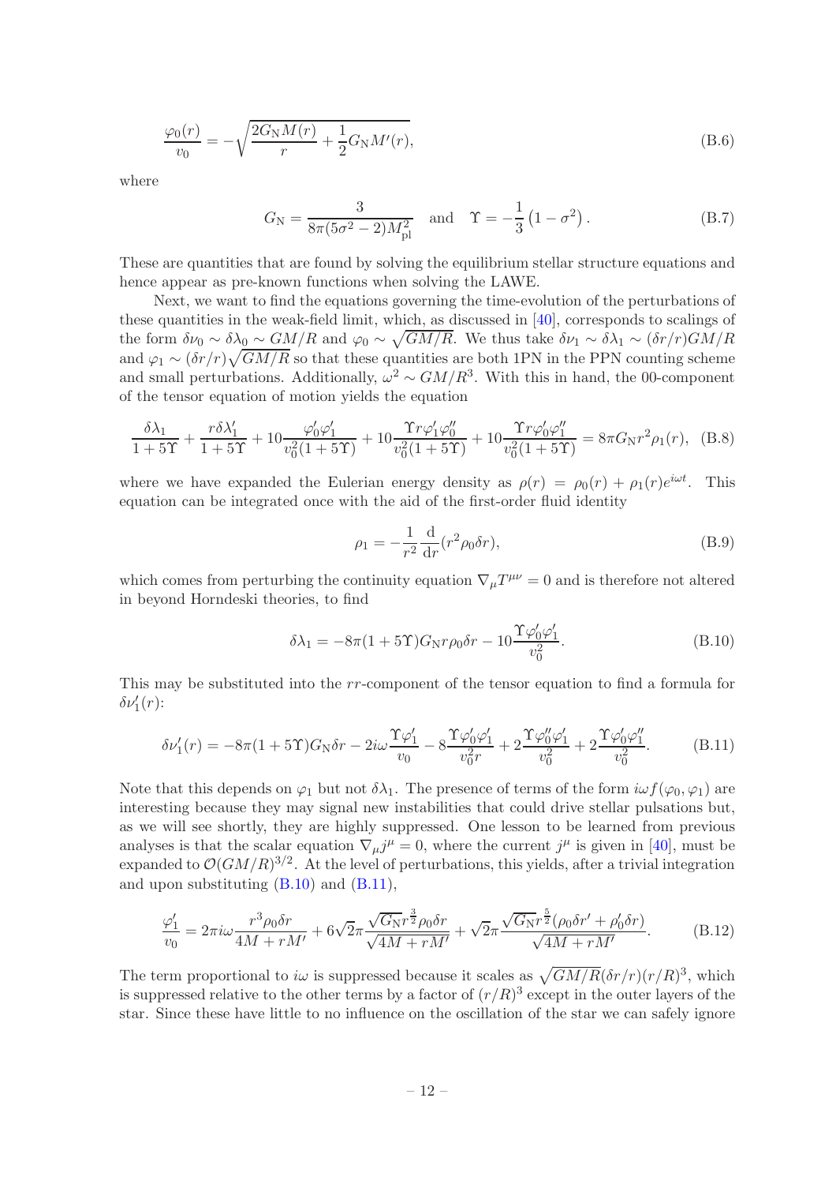$$\frac{\varphi_0(r)}{v_0} = -\sqrt{\frac{2G_{\rm N}M(r)}{r} + \frac{1}{2}G_{\rm N}M'(r)}, \tag{B.6}$$

where

$$G_{\rm N} = \frac{3}{8\pi(5\sigma^2 - 2)M_{\rm pl}^2} \quad \text{and} \quad \Upsilon = -\frac{1}{3}\left(1 - \sigma^2\right). \tag{B.7}$$

These are quantities that are found by solving the equilibrium stellar structure equations and hence appear as pre-known functions when solving the LAWE.

Next, we want to find the equations governing the time-evolution of the perturbations of these quantities in the weak-field limit, which, as discussed in [40], corresponds to scalings of the form $\delta\nu_0 \sim \delta\lambda_0 \sim GM/R$ and $\varphi_0 \sim \sqrt{GM/R}$. We thus take $\delta\nu_1 \sim \delta\lambda_1 \sim (\delta r/r)GM/R$ and $\varphi_1 \sim (\delta r/r)\sqrt{GM/R}$ so that these quantities are both 1PN in the PPN counting scheme and small perturbations. Additionally, $\omega^2 \sim GM/R^3$. With this in hand, the 00-component of the tensor equation of motion yields the equation

$$\frac{\delta\lambda_1}{1+5\Upsilon} + \frac{r\delta\lambda_1'}{1+5\Upsilon} + 10\frac{\varphi_0'\varphi_1'}{v_0^2(1+5\Upsilon)} + 10\frac{\Upsilon r\varphi_1'\varphi_0''}{v_0^2(1+5\Upsilon)} + 10\frac{\Upsilon r\varphi_0'\varphi_1''}{v_0^2(1+5\Upsilon)} = 8\pi G_{\rm N}r^2\rho_1(r), \tag{B.8}$$

where we have expanded the Eulerian energy density as $\rho(r) = \rho_0(r) + \rho_1(r)e^{i\omega t}$. This equation can be integrated once with the aid of the first-order fluid identity

$$\rho_1 = -\frac{1}{r^2}\frac{\mathrm{d}}{\mathrm{d}r}(r^2\rho_0\delta r), \tag{B.9}$$

which comes from perturbing the continuity equation $\nabla_\mu T^{\mu\nu} = 0$ and is therefore not altered in beyond Horndeski theories, to find

$$\delta\lambda_1 = -8\pi(1+5\Upsilon)G_{\rm N}r\rho_0\delta r - 10\frac{\Upsilon\varphi_0'\varphi_1'}{v_0^2}. \tag{B.10}$$

This may be substituted into the $rr$-component of the tensor equation to find a formula for $\delta\nu_1'(r)$:

$$\delta\nu_1'(r) = -8\pi(1+5\Upsilon)G_{\rm N}\delta r - 2i\omega\frac{\Upsilon\varphi_1'}{v_0} - 8\frac{\Upsilon\varphi_0'\varphi_1'}{v_0^2 r} + 2\frac{\Upsilon\varphi_0''\varphi_1'}{v_0^2} + 2\frac{\Upsilon\varphi_0'\varphi_1''}{v_0^2}. \tag{B.11}$$

Note that this depends on $\varphi_1$ but not $\delta\lambda_1$. The presence of terms of the form $i\omega f(\varphi_0,\varphi_1)$ are interesting because they may signal new instabilities that could drive stellar pulsations but, as we will see shortly, they are highly suppressed. One lesson to be learned from previous analyses is that the scalar equation $\nabla_\mu j^\mu = 0$, where the current $j^\mu$ is given in [40], must be expanded to $\mathcal{O}(GM/R)^{3/2}$. At the level of perturbations, this yields, after a trivial integration and upon substituting (B.10) and (B.11),

$$\frac{\varphi_1'}{v_0} = 2\pi i\omega\frac{r^3\rho_0\delta r}{4M + rM'} + 6\sqrt{2}\pi\frac{\sqrt{G_{\rm N}}r^{\frac{3}{2}}\rho_0\delta r}{\sqrt{4M + rM'}} + \sqrt{2}\pi\frac{\sqrt{G_{\rm N}}r^{\frac{5}{2}}(\rho_0\delta r' + \rho_0'\delta r)}{\sqrt{4M + rM'}}. \tag{B.12}$$

The term proportional to $i\omega$ is suppressed because it scales as $\sqrt{GM/R}(\delta r/r)(r/R)^3$, which is suppressed relative to the other terms by a factor of $(r/R)^3$ except in the outer layers of the star. Since these have little to no influence on the oscillation of the star we can safely ignore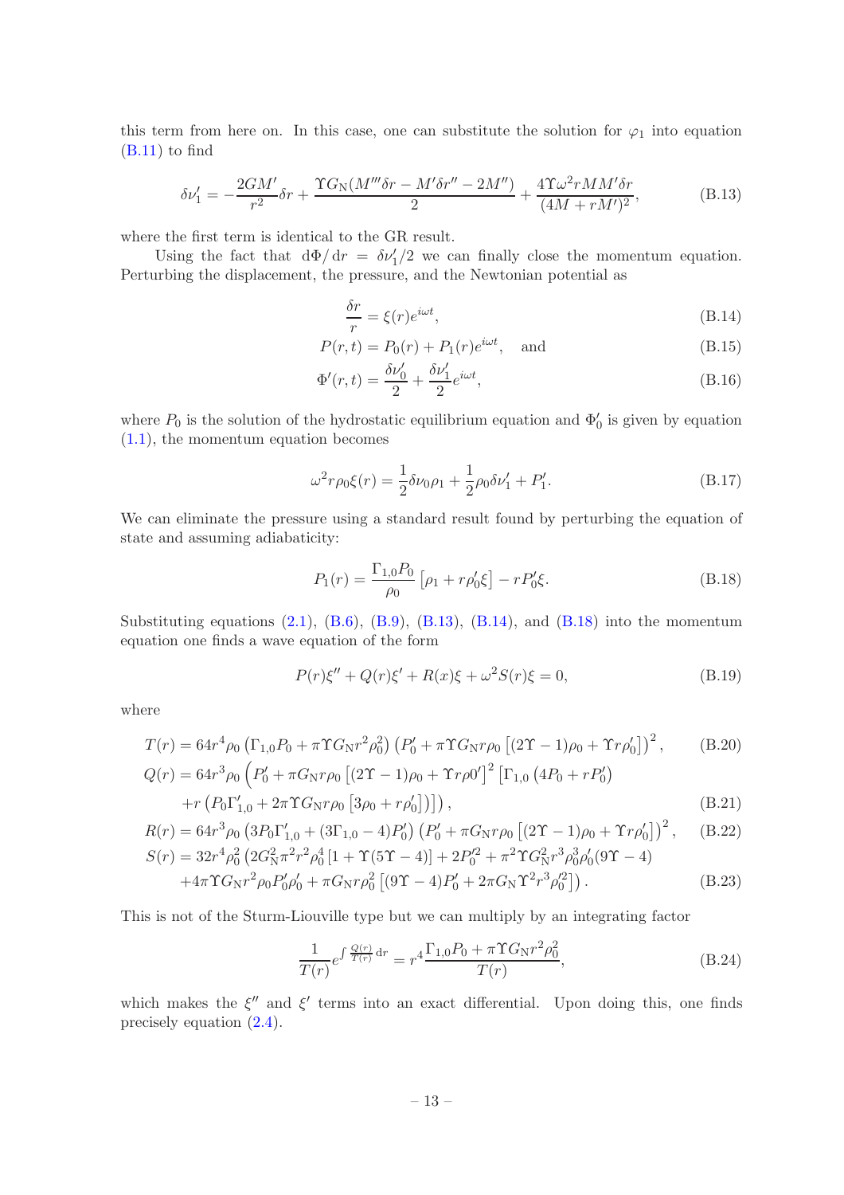this term from here on. In this case, one can substitute the solution for $\varphi_1$ into equation (B.11) to find

$$\delta\nu_1' = -\frac{2GM'}{r^2}\delta r + \frac{\Upsilon G_{\rm N}(M'''\delta r - M'\delta r'' - 2M'')}{2} + \frac{4\Upsilon\omega^2 rMM'\delta r}{(4M + rM')^2}, \tag{B.13}$$

where the first term is identical to the GR result.

Using the fact that $\mathrm{d}\Phi/\mathrm{d}r = \delta\nu_1'/2$ we can finally close the momentum equation. Perturbing the displacement, the pressure, and the Newtonian potential as

$$\frac{\delta r}{r} = \xi(r)e^{i\omega t}, \tag{B.14}$$

$$P(r,t) = P_0(r) + P_1(r)e^{i\omega t}, \quad \text{and} \tag{B.15}$$

$$\Phi'(r,t) = \frac{\delta\nu_0'}{2} + \frac{\delta\nu_1'}{2}e^{i\omega t}, \tag{B.16}$$

where $P_0$ is the solution of the hydrostatic equilibrium equation and $\Phi_0'$ is given by equation (1.1), the momentum equation becomes

$$\omega^2 r\rho_0\xi(r) = \frac{1}{2}\delta\nu_0\rho_1 + \frac{1}{2}\rho_0\delta\nu_1' + P_1'. \tag{B.17}$$

We can eliminate the pressure using a standard result found by perturbing the equation of state and assuming adiabaticity:

$$P_1(r) = \frac{\Gamma_{1,0}P_0}{\rho_0}\left[\rho_1 + r\rho_0'\xi\right] - rP_0'\xi. \tag{B.18}$$

Substituting equations (2.1), (B.6), (B.9), (B.13), (B.14), and (B.18) into the momentum equation one finds a wave equation of the form

$$P(r)\xi'' + Q(r)\xi' + R(x)\xi + \omega^2 S(r)\xi = 0, \tag{B.19}$$

where

$$T(r) = 64r^4\rho_0\left(\Gamma_{1,0}P_0 + \pi\Upsilon G_{\rm N}r^2\rho_0^2\right)\left(P_0' + \pi\Upsilon G_{\rm N}r\rho_0\left[(2\Upsilon-1)\rho_0 + \Upsilon r\rho_0'\right]\right)^2, \tag{B.20}$$

$$\begin{aligned}Q(r) = 64r^3\rho_0\Big(&P_0' + \pi G_{\rm N}r\rho_0\left[(2\Upsilon-1)\rho_0 + \Upsilon r\rho 0'\right]^2\left[\Gamma_{1,0}\left(4P_0 + rP_0'\right)\right.\\ &\left.+r\left(P_0\Gamma_{1,0}' + 2\pi\Upsilon G_{\rm N}r\rho_0\left[3\rho_0 + r\rho_0'\right]\right)\right]\Big),\end{aligned} \tag{B.21}$$

$$R(r) = 64r^3\rho_0\left(3P_0\Gamma_{1,0}' + (3\Gamma_{1,0}-4)P_0'\right)\left(P_0' + \pi G_{\rm N}r\rho_0\left[(2\Upsilon-1)\rho_0 + \Upsilon r\rho_0'\right]\right)^2, \tag{B.22}$$

$$\begin{aligned}S(r) = 32r^4\rho_0^2\Big(&2G_{\rm N}^2\pi^2r^2\rho_0^4\left[1 + \Upsilon(5\Upsilon-4)\right] + 2P_0'^2 + \pi^2\Upsilon G_{\rm N}^2r^3\rho_0^3\rho_0'(9\Upsilon-4)\\ &+4\pi\Upsilon G_{\rm N}r^2\rho_0P_0'\rho_0' + \pi G_{\rm N}r\rho_0^2\left[(9\Upsilon-4)P_0' + 2\pi G_{\rm N}\Upsilon^2r^3\rho_0'^2\right]\Big).\end{aligned} \tag{B.23}$$

This is not of the Sturm-Liouville type but we can multiply by an integrating factor

$$\frac{1}{T(r)}e^{\int\frac{Q(r)}{T(r)}\,\mathrm{d}r} = r^4\frac{\Gamma_{1,0}P_0 + \pi\Upsilon G_{\rm N}r^2\rho_0^2}{T(r)}, \tag{B.24}$$

which makes the $\xi''$ and $\xi'$ terms into an exact differential. Upon doing this, one finds precisely equation (2.4).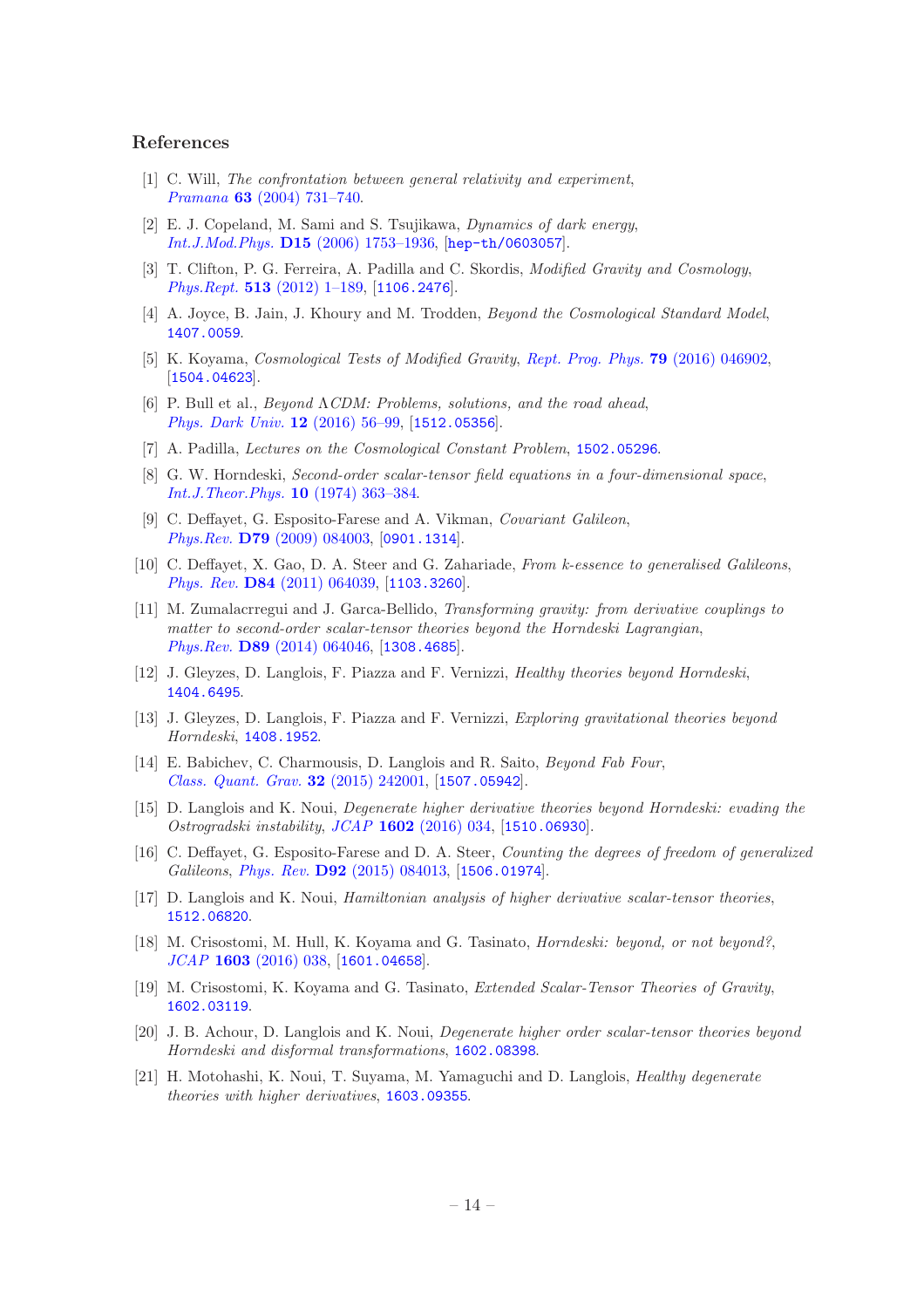## References

[1] C. Will, *The confrontation between general relativity and experiment*, *Pramana* **63** (2004) 731–740.

[2] E. J. Copeland, M. Sami and S. Tsujikawa, *Dynamics of dark energy*, *Int.J.Mod.Phys.* **D15** (2006) 1753–1936, [hep-th/0603057].

[3] T. Clifton, P. G. Ferreira, A. Padilla and C. Skordis, *Modified Gravity and Cosmology*, *Phys.Rept.* **513** (2012) 1–189, [1106.2476].

[4] A. Joyce, B. Jain, J. Khoury and M. Trodden, *Beyond the Cosmological Standard Model*, 1407.0059.

[5] K. Koyama, *Cosmological Tests of Modified Gravity*, *Rept. Prog. Phys.* **79** (2016) 046902, [1504.04623].

[6] P. Bull et al., *Beyond ΛCDM: Problems, solutions, and the road ahead*, *Phys. Dark Univ.* **12** (2016) 56–99, [1512.05356].

[7] A. Padilla, *Lectures on the Cosmological Constant Problem*, 1502.05296.

[8] G. W. Horndeski, *Second-order scalar-tensor field equations in a four-dimensional space*, *Int.J.Theor.Phys.* **10** (1974) 363–384.

[9] C. Deffayet, G. Esposito-Farese and A. Vikman, *Covariant Galileon*, *Phys.Rev.* **D79** (2009) 084003, [0901.1314].

[10] C. Deffayet, X. Gao, D. A. Steer and G. Zahariade, *From k-essence to generalised Galileons*, *Phys. Rev.* **D84** (2011) 064039, [1103.3260].

[11] M. Zumalacrregui and J. Garca-Bellido, *Transforming gravity: from derivative couplings to matter to second-order scalar-tensor theories beyond the Horndeski Lagrangian*, *Phys.Rev.* **D89** (2014) 064046, [1308.4685].

[12] J. Gleyzes, D. Langlois, F. Piazza and F. Vernizzi, *Healthy theories beyond Horndeski*, 1404.6495.

[13] J. Gleyzes, D. Langlois, F. Piazza and F. Vernizzi, *Exploring gravitational theories beyond Horndeski*, 1408.1952.

[14] E. Babichev, C. Charmousis, D. Langlois and R. Saito, *Beyond Fab Four*, *Class. Quant. Grav.* **32** (2015) 242001, [1507.05942].

[15] D. Langlois and K. Noui, *Degenerate higher derivative theories beyond Horndeski: evading the Ostrogradski instability*, *JCAP* **1602** (2016) 034, [1510.06930].

[16] C. Deffayet, G. Esposito-Farese and D. A. Steer, *Counting the degrees of freedom of generalized Galileons*, *Phys. Rev.* **D92** (2015) 084013, [1506.01974].

[17] D. Langlois and K. Noui, *Hamiltonian analysis of higher derivative scalar-tensor theories*, 1512.06820.

[18] M. Crisostomi, M. Hull, K. Koyama and G. Tasinato, *Horndeski: beyond, or not beyond?*, *JCAP* **1603** (2016) 038, [1601.04658].

[19] M. Crisostomi, K. Koyama and G. Tasinato, *Extended Scalar-Tensor Theories of Gravity*, 1602.03119.

[20] J. B. Achour, D. Langlois and K. Noui, *Degenerate higher order scalar-tensor theories beyond Horndeski and disformal transformations*, 1602.08398.

[21] H. Motohashi, K. Noui, T. Suyama, M. Yamaguchi and D. Langlois, *Healthy degenerate theories with higher derivatives*, 1603.09355.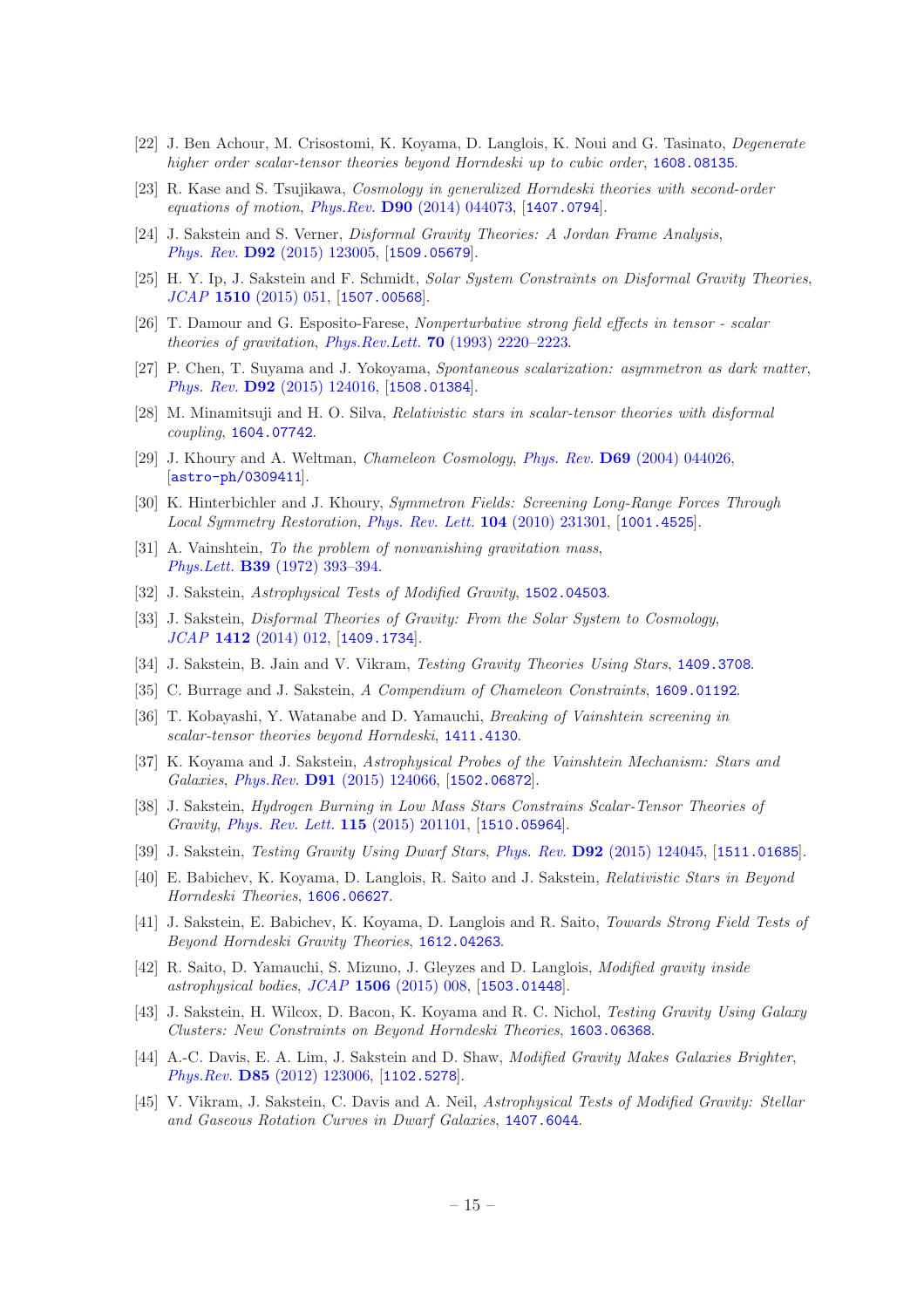[22] J. Ben Achour, M. Crisostomi, K. Koyama, D. Langlois, K. Noui and G. Tasinato, *Degenerate higher order scalar-tensor theories beyond Horndeski up to cubic order*, 1608.08135.

[23] R. Kase and S. Tsujikawa, *Cosmology in generalized Horndeski theories with second-order equations of motion*, *Phys.Rev.* **D90** (2014) 044073, [1407.0794].

[24] J. Sakstein and S. Verner, *Disformal Gravity Theories: A Jordan Frame Analysis*, *Phys. Rev.* **D92** (2015) 123005, [1509.05679].

[25] H. Y. Ip, J. Sakstein and F. Schmidt, *Solar System Constraints on Disformal Gravity Theories*, *JCAP* **1510** (2015) 051, [1507.00568].

[26] T. Damour and G. Esposito-Farese, *Nonperturbative strong field effects in tensor - scalar theories of gravitation*, *Phys.Rev.Lett.* **70** (1993) 2220–2223.

[27] P. Chen, T. Suyama and J. Yokoyama, *Spontaneous scalarization: asymmetron as dark matter*, *Phys. Rev.* **D92** (2015) 124016, [1508.01384].

[28] M. Minamitsuji and H. O. Silva, *Relativistic stars in scalar-tensor theories with disformal coupling*, 1604.07742.

[29] J. Khoury and A. Weltman, *Chameleon Cosmology*, *Phys. Rev.* **D69** (2004) 044026, [astro-ph/0309411].

[30] K. Hinterbichler and J. Khoury, *Symmetron Fields: Screening Long-Range Forces Through Local Symmetry Restoration*, *Phys. Rev. Lett.* **104** (2010) 231301, [1001.4525].

[31] A. Vainshtein, *To the problem of nonvanishing gravitation mass*, *Phys.Lett.* **B39** (1972) 393–394.

[32] J. Sakstein, *Astrophysical Tests of Modified Gravity*, 1502.04503.

[33] J. Sakstein, *Disformal Theories of Gravity: From the Solar System to Cosmology*, *JCAP* **1412** (2014) 012, [1409.1734].

[34] J. Sakstein, B. Jain and V. Vikram, *Testing Gravity Theories Using Stars*, 1409.3708.

[35] C. Burrage and J. Sakstein, *A Compendium of Chameleon Constraints*, 1609.01192.

[36] T. Kobayashi, Y. Watanabe and D. Yamauchi, *Breaking of Vainshtein screening in scalar-tensor theories beyond Horndeski*, 1411.4130.

[37] K. Koyama and J. Sakstein, *Astrophysical Probes of the Vainshtein Mechanism: Stars and Galaxies*, *Phys.Rev.* **D91** (2015) 124066, [1502.06872].

[38] J. Sakstein, *Hydrogen Burning in Low Mass Stars Constrains Scalar-Tensor Theories of Gravity*, *Phys. Rev. Lett.* **115** (2015) 201101, [1510.05964].

[39] J. Sakstein, *Testing Gravity Using Dwarf Stars*, *Phys. Rev.* **D92** (2015) 124045, [1511.01685].

[40] E. Babichev, K. Koyama, D. Langlois, R. Saito and J. Sakstein, *Relativistic Stars in Beyond Horndeski Theories*, 1606.06627.

[41] J. Sakstein, E. Babichev, K. Koyama, D. Langlois and R. Saito, *Towards Strong Field Tests of Beyond Horndeski Gravity Theories*, 1612.04263.

[42] R. Saito, D. Yamauchi, S. Mizuno, J. Gleyzes and D. Langlois, *Modified gravity inside astrophysical bodies*, *JCAP* **1506** (2015) 008, [1503.01448].

[43] J. Sakstein, H. Wilcox, D. Bacon, K. Koyama and R. C. Nichol, *Testing Gravity Using Galaxy Clusters: New Constraints on Beyond Horndeski Theories*, 1603.06368.

[44] A.-C. Davis, E. A. Lim, J. Sakstein and D. Shaw, *Modified Gravity Makes Galaxies Brighter*, *Phys.Rev.* **D85** (2012) 123006, [1102.5278].

[45] V. Vikram, J. Sakstein, C. Davis and A. Neil, *Astrophysical Tests of Modified Gravity: Stellar and Gaseous Rotation Curves in Dwarf Galaxies*, 1407.6044.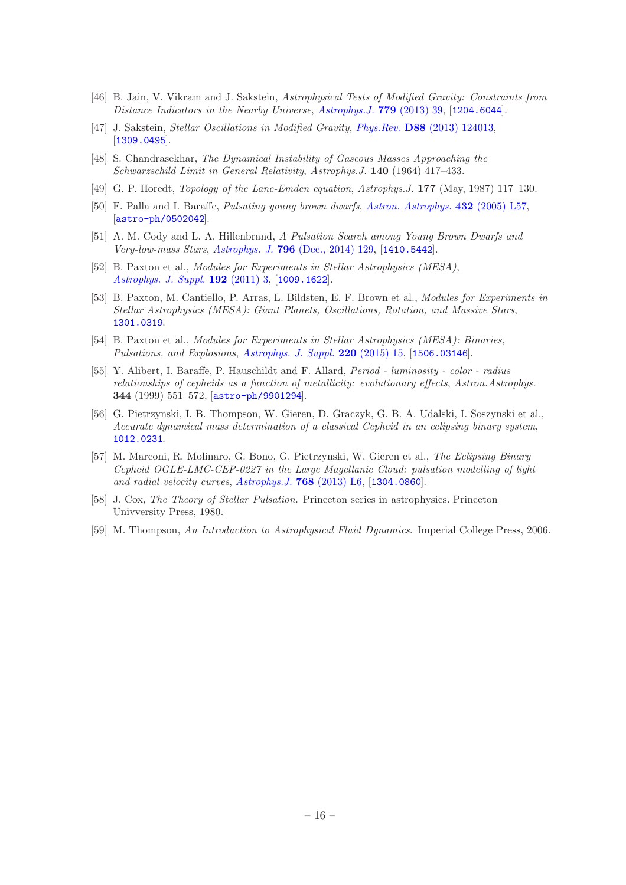[46] B. Jain, V. Vikram and J. Sakstein, *Astrophysical Tests of Modified Gravity: Constraints from Distance Indicators in the Nearby Universe*, *Astrophys.J.* **779** (2013) 39, [1204.6044].

[47] J. Sakstein, *Stellar Oscillations in Modified Gravity*, *Phys.Rev.* **D88** (2013) 124013, [1309.0495].

[48] S. Chandrasekhar, *The Dynamical Instability of Gaseous Masses Approaching the Schwarzschild Limit in General Relativity*, *Astrophys.J.* **140** (1964) 417–433.

[49] G. P. Horedt, *Topology of the Lane-Emden equation*, *Astrophys.J.* **177** (May, 1987) 117–130.

[50] F. Palla and I. Baraffe, *Pulsating young brown dwarfs*, *Astron. Astrophys.* **432** (2005) L57, [astro-ph/0502042].

[51] A. M. Cody and L. A. Hillenbrand, *A Pulsation Search among Young Brown Dwarfs and Very-low-mass Stars*, *Astrophys. J.* **796** (Dec., 2014) 129, [1410.5442].

[52] B. Paxton et al., *Modules for Experiments in Stellar Astrophysics (MESA)*, *Astrophys. J. Suppl.* **192** (2011) 3, [1009.1622].

[53] B. Paxton, M. Cantiello, P. Arras, L. Bildsten, E. F. Brown et al., *Modules for Experiments in Stellar Astrophysics (MESA): Giant Planets, Oscillations, Rotation, and Massive Stars*, 1301.0319.

[54] B. Paxton et al., *Modules for Experiments in Stellar Astrophysics (MESA): Binaries, Pulsations, and Explosions*, *Astrophys. J. Suppl.* **220** (2015) 15, [1506.03146].

[55] Y. Alibert, I. Baraffe, P. Hauschildt and F. Allard, *Period - luminosity - color - radius relationships of cepheids as a function of metallicity: evolutionary effects*, *Astron.Astrophys.* **344** (1999) 551–572, [astro-ph/9901294].

[56] G. Pietrzynski, I. B. Thompson, W. Gieren, D. Graczyk, G. B. A. Udalski, I. Soszynski et al., *Accurate dynamical mass determination of a classical Cepheid in an eclipsing binary system*, 1012.0231.

[57] M. Marconi, R. Molinaro, G. Bono, G. Pietrzynski, W. Gieren et al., *The Eclipsing Binary Cepheid OGLE-LMC-CEP-0227 in the Large Magellanic Cloud: pulsation modelling of light and radial velocity curves*, *Astrophys.J.* **768** (2013) L6, [1304.0860].

[58] J. Cox, *The Theory of Stellar Pulsation*. Princeton series in astrophysics. Princeton Univversity Press, 1980.

[59] M. Thompson, *An Introduction to Astrophysical Fluid Dynamics*. Imperial College Press, 2006.